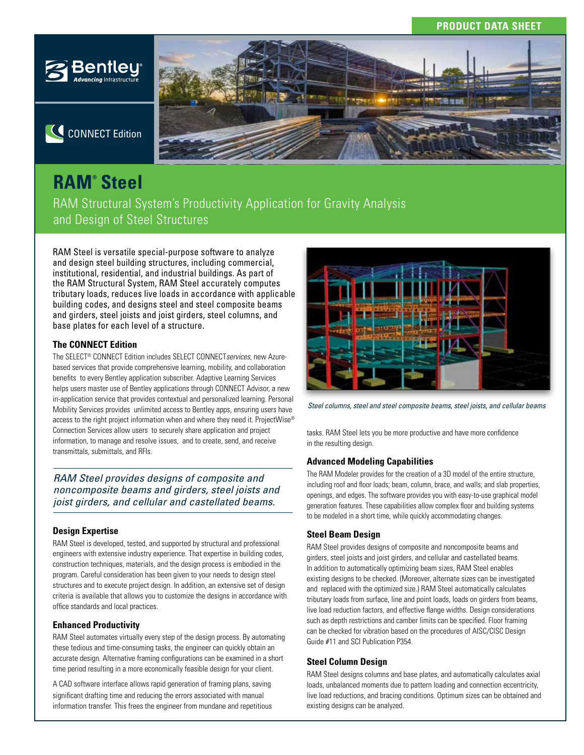PRODUCT DATA SHEET

CONNECT Edition

# RAM® Steel

## RAM Structural System's Productivity Application for Gravity Analysis and Design of Steel Structures

RAM Steel is versatile special-purpose software to analyze and design steel building structures, including commercial, institutional, residential, and industrial buildings. As part of the RAM Structural System, RAM Steel accurately computes tributary loads, reduces live loads in accordance with applicable building codes, and designs steel and steel composite beams and girders, steel joists and joist girders, steel columns, and base plates for each level of a structure.

### The CONNECT Edition

The SELECT® CONNECT Edition includes SELECT CONNECT*services*, new Azure-based services that provide comprehensive learning, mobility, and collaboration benefits to every Bentley application subscriber. Adaptive Learning Services helps users master use of Bentley applications through CONNECT Advisor, a new in-application service that provides contextual and personalized learning. Personal Mobility Services provides unlimited access to Bentley apps, ensuring users have access to the right project information when and where they need it. ProjectWise® Connection Services allow users to securely share application and project information, to manage and resolve issues, and to create, send, and receive transmittals, submittals, and RFIs.

*RAM Steel provides designs of composite and noncomposite beams and girders, steel joists and joist girders, and cellular and castellated beams.*

### Design Expertise

RAM Steel is developed, tested, and supported by structural and professional engineers with extensive industry experience. That expertise in building codes, construction techniques, materials, and the design process is embodied in the program. Careful consideration has been given to your needs to design steel structures and to execute project design. In addition, an extensive set of design criteria is available that allows you to customize the designs in accordance with office standards and local practices.

### Enhanced Productivity

RAM Steel automates virtually every step of the design process. By automating these tedious and time-consuming tasks, the engineer can quickly obtain an accurate design. Alternative framing configurations can be examined in a short time period resulting in a more economically feasible design for your client.

A CAD software interface allows rapid generation of framing plans, saving significant drafting time and reducing the errors associated with manual information transfer. This frees the engineer from mundane and repetitious tasks. RAM Steel lets you be more productive and have more confidence in the resulting design.

*Steel columns, steel and steel composite beams, steel joists, and cellular beams*

### Advanced Modeling Capabilities

The RAM Modeler provides for the creation of a 3D model of the entire structure, including roof and floor loads; beam, column, brace, and walls; and slab properties, openings, and edges. The software provides you with easy-to-use graphical model generation features. These capabilities allow complex floor and building systems to be modeled in a short time, while quickly accommodating changes.

### Steel Beam Design

RAM Steel provides designs of composite and noncomposite beams and girders, steel joists and joist girders, and cellular and castellated beams. In addition to automatically optimizing beam sizes, RAM Steel enables existing designs to be checked. (Moreover, alternate sizes can be investigated and replaced with the optimized size.) RAM Steel automatically calculates tributary loads from surface, line and point loads, loads on girders from beams, live load reduction factors, and effective flange widths. Design considerations such as depth restrictions and camber limits can be specified. Floor framing can be checked for vibration based on the procedures of AISC/CISC Design Guide #11 and SCI Publication P354.

### Steel Column Design

RAM Steel designs columns and base plates, and automatically calculates axial loads, unbalanced moments due to pattern loading and connection eccentricity, live load reductions, and bracing conditions. Optimum sizes can be obtained and existing designs can be analyzed.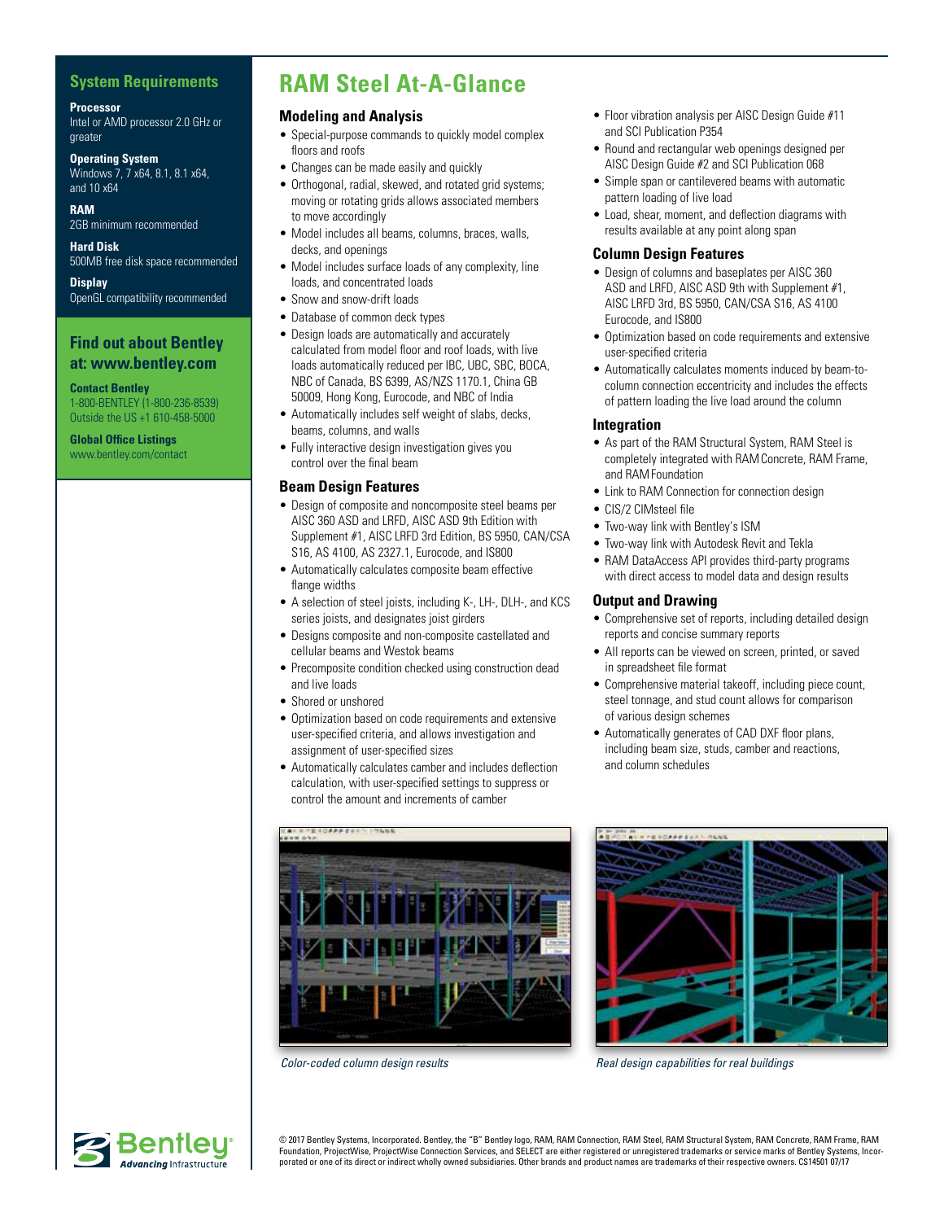## System Requirements

**Processor**
Intel or AMD processor 2.0 GHz or greater

**Operating System**
Windows 7, 7 x64, 8.1, 8.1 x64, and 10 x64

**RAM**
2GB minimum recommended

**Hard Disk**
500MB free disk space recommended

**Display**
OpenGL compatibility recommended

## Find out about Bentley at: www.bentley.com

**Contact Bentley**
1-800-BENTLEY (1-800-236-8539)
Outside the US +1 610-458-5000

**Global Office Listings**
www.bentley.com/contact

# RAM Steel At-A-Glance

### Modeling and Analysis

- Special-purpose commands to quickly model complex floors and roofs
- Changes can be made easily and quickly
- Orthogonal, radial, skewed, and rotated grid systems; moving or rotating grids allows associated members to move accordingly
- Model includes all beams, columns, braces, walls, decks, and openings
- Model includes surface loads of any complexity, line loads, and concentrated loads
- Snow and snow-drift loads
- Database of common deck types
- Design loads are automatically and accurately calculated from model floor and roof loads, with live loads automatically reduced per IBC, UBC, SBC, BOCA, NBC of Canada, BS 6399, AS/NZS 1170.1, China GB 50009, Hong Kong, Eurocode, and NBC of India
- Automatically includes self weight of slabs, decks, beams, columns, and walls
- Fully interactive design investigation gives you control over the final beam

### Beam Design Features

- Design of composite and noncomposite steel beams per AISC 360 ASD and LRFD, AISC ASD 9th Edition with Supplement #1, AISC LRFD 3rd Edition, BS 5950, CAN/CSA S16, AS 4100, AS 2327.1, Eurocode, and IS800
- Automatically calculates composite beam effective flange widths
- A selection of steel joists, including K-, LH-, DLH-, and KCS series joists, and designates joist girders
- Designs composite and non-composite castellated and cellular beams and Westok beams
- Precomposite condition checked using construction dead and live loads
- Shored or unshored
- Optimization based on code requirements and extensive user-specified criteria, and allows investigation and assignment of user-specified sizes
- Automatically calculates camber and includes deflection calculation, with user-specified settings to suppress or control the amount and increments of camber
- Floor vibration analysis per AISC Design Guide #11 and SCI Publication P354
- Round and rectangular web openings designed per AISC Design Guide #2 and SCI Publication 068
- Simple span or cantilevered beams with automatic pattern loading of live load
- Load, shear, moment, and deflection diagrams with results available at any point along span

### Column Design Features

- Design of columns and baseplates per AISC 360 ASD and LRFD, AISC ASD 9th with Supplement #1, AISC LRFD 3rd, BS 5950, CAN/CSA S16, AS 4100 Eurocode, and IS800
- Optimization based on code requirements and extensive user-specified criteria
- Automatically calculates moments induced by beam-to-column connection eccentricity and includes the effects of pattern loading the live load around the column

### Integration

- As part of the RAM Structural System, RAM Steel is completely integrated with RAM Concrete, RAM Frame, and RAM Foundation
- Link to RAM Connection for connection design
- CIS/2 CIMsteel file
- Two-way link with Bentley's ISM
- Two-way link with Autodesk Revit and Tekla
- RAM DataAccess API provides third-party programs with direct access to model data and design results

### Output and Drawing

- Comprehensive set of reports, including detailed design reports and concise summary reports
- All reports can be viewed on screen, printed, or saved in spreadsheet file format
- Comprehensive material takeoff, including piece count, steel tonnage, and stud count allows for comparison of various design schemes
- Automatically generates of CAD DXF floor plans, including beam size, studs, camber and reactions, and column schedules

*Color-coded column design results*

*Real design capabilities for real buildings*

© 2017 Bentley Systems, Incorporated. Bentley, the "B" Bentley logo, RAM, RAM Connection, RAM Steel, RAM Structural System, RAM Concrete, RAM Frame, RAM Foundation, ProjectWise, ProjectWise Connection Services, and SELECT are either registered or unregistered trademarks or service marks of Bentley Systems, Incorporated or one of its direct or indirect wholly owned subsidiaries. Other brands and product names are trademarks of their respective owners. CS14501 07/17